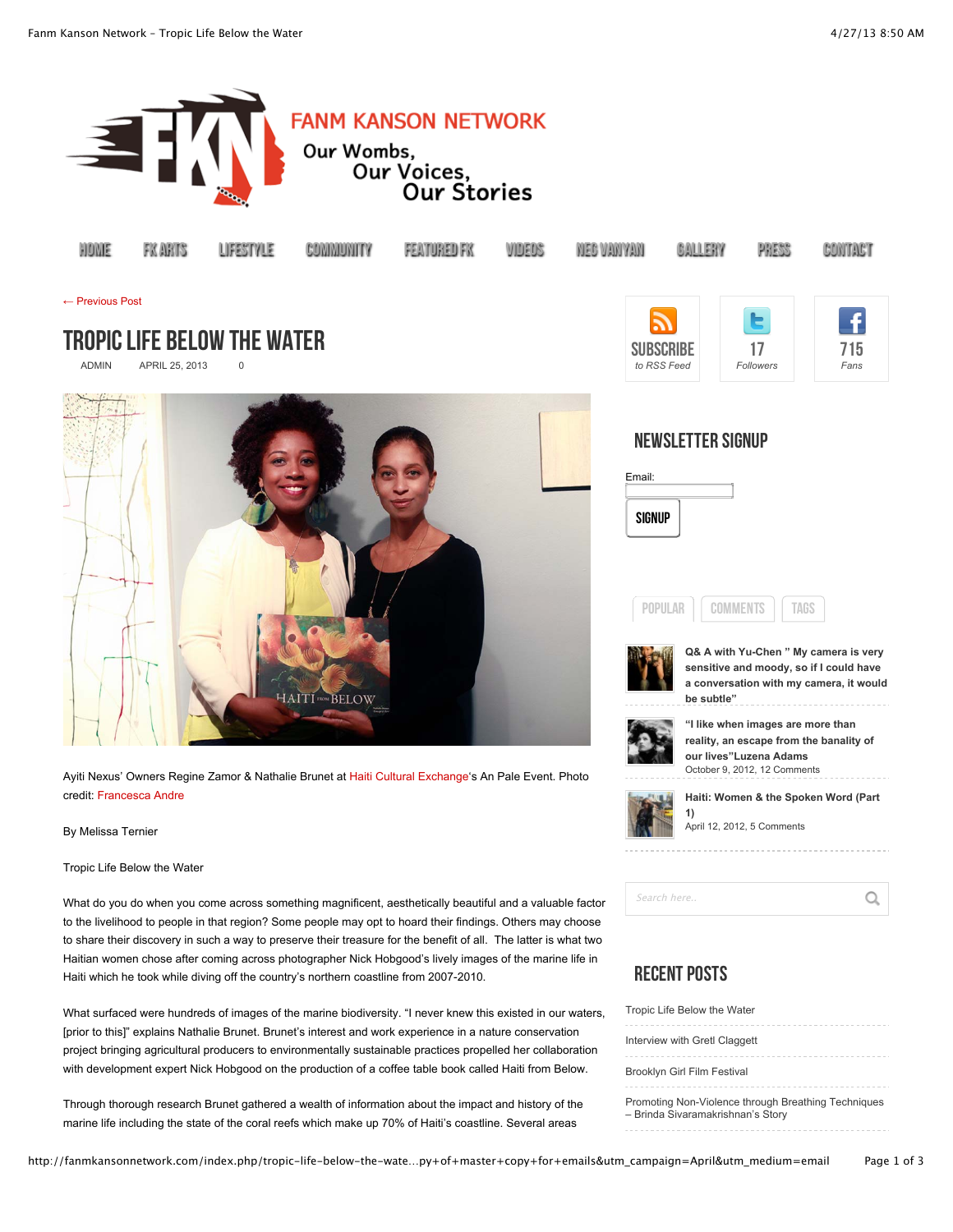# FANM KANSON NETWORK

Our Wombs,
Our Voices,
Our Stories

HOME | FK ARTS | LIFESTYLE | COMMUNITY | FEATURED FK | VIDEOS | NEG VANYAN | GALLERY | PRESS | CONTACT

← Previous Post

## TROPIC LIFE BELOW THE WATER

ADMIN   APRIL 25, 2013   0

Ayiti Nexus' Owners Regine Zamor & Nathalie Brunet at Haiti Cultural Exchange's An Pale Event. Photo credit: Francesca Andre

By Melissa Ternier

Tropic Life Below the Water

What do you do when you come across something magnificent, aesthetically beautiful and a valuable factor to the livelihood to people in that region? Some people may opt to hoard their findings. Others may choose to share their discovery in such a way to preserve their treasure for the benefit of all. The latter is what two Haitian women chose after coming across photographer Nick Hobgood's lively images of the marine life in Haiti which he took while diving off the country's northern coastline from 2007-2010.

What surfaced were hundreds of images of the marine biodiversity. "I never knew this existed in our waters, [prior to this]" explains Nathalie Brunet. Brunet's interest and work experience in a nature conservation project bringing agricultural producers to environmentally sustainable practices propelled her collaboration with development expert Nick Hobgood on the production of a coffee table book called Haiti from Below.

Through thorough research Brunet gathered a wealth of information about the impact and history of the marine life including the state of the coral reefs which make up 70% of Haiti's coastline. Several areas

SUBSCRIBE to RSS Feed | 17 Followers | 715 Fans

## NEWSLETTER SIGNUP

Email:

SIGNUP

POPULAR | COMMENTS | TAGS

**Q& A with Yu-Chen " My camera is very sensitive and moody, so if I could have a conversation with my camera, it would be subtle"**

**"I like when images are more than reality, an escape from the banality of our lives"Luzena Adams**
October 9, 2012, 12 Comments

**Haiti: Women & the Spoken Word (Part 1)**
April 12, 2012, 5 Comments

Search here..

## RECENT POSTS

Tropic Life Below the Water

Interview with Gretl Claggett

Brooklyn Girl Film Festival

Promoting Non-Violence through Breathing Techniques – Brinda Sivaramakrishnan's Story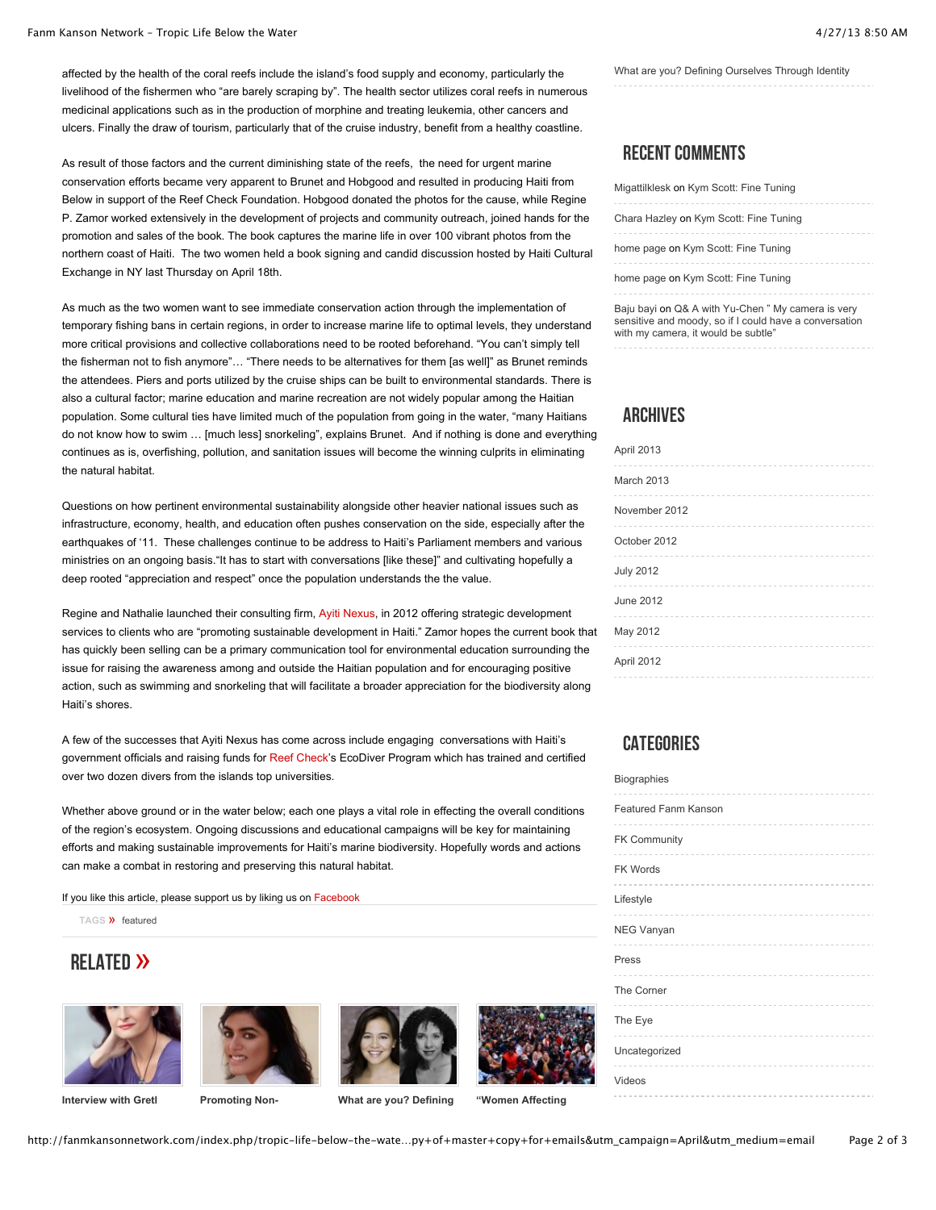affected by the health of the coral reefs include the island's food supply and economy, particularly the livelihood of the fishermen who "are barely scraping by". The health sector utilizes coral reefs in numerous medicinal applications such as in the production of morphine and treating leukemia, other cancers and ulcers. Finally the draw of tourism, particularly that of the cruise industry, benefit from a healthy coastline.

As result of those factors and the current diminishing state of the reefs, the need for urgent marine conservation efforts became very apparent to Brunet and Hobgood and resulted in producing Haiti from Below in support of the Reef Check Foundation. Hobgood donated the photos for the cause, while Regine P. Zamor worked extensively in the development of projects and community outreach, joined hands for the promotion and sales of the book. The book captures the marine life in over 100 vibrant photos from the northern coast of Haiti. The two women held a book signing and candid discussion hosted by Haiti Cultural Exchange in NY last Thursday on April 18th.

As much as the two women want to see immediate conservation action through the implementation of temporary fishing bans in certain regions, in order to increase marine life to optimal levels, they understand more critical provisions and collective collaborations need to be rooted beforehand. "You can't simply tell the fisherman not to fish anymore"… "There needs to be alternatives for them [as well]" as Brunet reminds the attendees. Piers and ports utilized by the cruise ships can be built to environmental standards. There is also a cultural factor; marine education and marine recreation are not widely popular among the Haitian population. Some cultural ties have limited much of the population from going in the water, "many Haitians do not know how to swim … [much less] snorkeling", explains Brunet. And if nothing is done and everything continues as is, overfishing, pollution, and sanitation issues will become the winning culprits in eliminating the natural habitat.

Questions on how pertinent environmental sustainability alongside other heavier national issues such as infrastructure, economy, health, and education often pushes conservation on the side, especially after the earthquakes of '11. These challenges continue to be address to Haiti's Parliament members and various ministries on an ongoing basis."It has to start with conversations [like these]" and cultivating hopefully a deep rooted "appreciation and respect" once the population understands the the value.

Regine and Nathalie launched their consulting firm, Ayiti Nexus, in 2012 offering strategic development services to clients who are "promoting sustainable development in Haiti." Zamor hopes the current book that has quickly been selling can be a primary communication tool for environmental education surrounding the issue for raising the awareness among and outside the Haitian population and for encouraging positive action, such as swimming and snorkeling that will facilitate a broader appreciation for the biodiversity along Haiti's shores.

A few of the successes that Ayiti Nexus has come across include engaging conversations with Haiti's government officials and raising funds for Reef Check's EcoDiver Program which has trained and certified over two dozen divers from the islands top universities.

Whether above ground or in the water below; each one plays a vital role in effecting the overall conditions of the region's ecosystem. Ongoing discussions and educational campaigns will be key for maintaining efforts and making sustainable improvements for Haiti's marine biodiversity. Hopefully words and actions can make a combat in restoring and preserving this natural habitat.

If you like this article, please support us by liking us on Facebook

TAGS » featured

## RELATED »

Interview with Gretl

Promoting Non-

What are you? Defining

"Women Affecting

What are you? Defining Ourselves Through Identity

## RECENT COMMENTS

Migattilklesk on Kym Scott: Fine Tuning

Chara Hazley on Kym Scott: Fine Tuning

home page on Kym Scott: Fine Tuning

home page on Kym Scott: Fine Tuning

Baju bayi on Q& A with Yu-Chen " My camera is very sensitive and moody, so if I could have a conversation with my camera, it would be subtle"

## ARCHIVES

- April 2013
- March 2013
- November 2012
- October 2012
- July 2012
- June 2012
- May 2012
- April 2012

## CATEGORIES

- Biographies
- Featured Fanm Kanson
- FK Community
- FK Words
- Lifestyle
- NEG Vanyan
- Press
- The Corner
- The Eye
- Uncategorized
- Videos